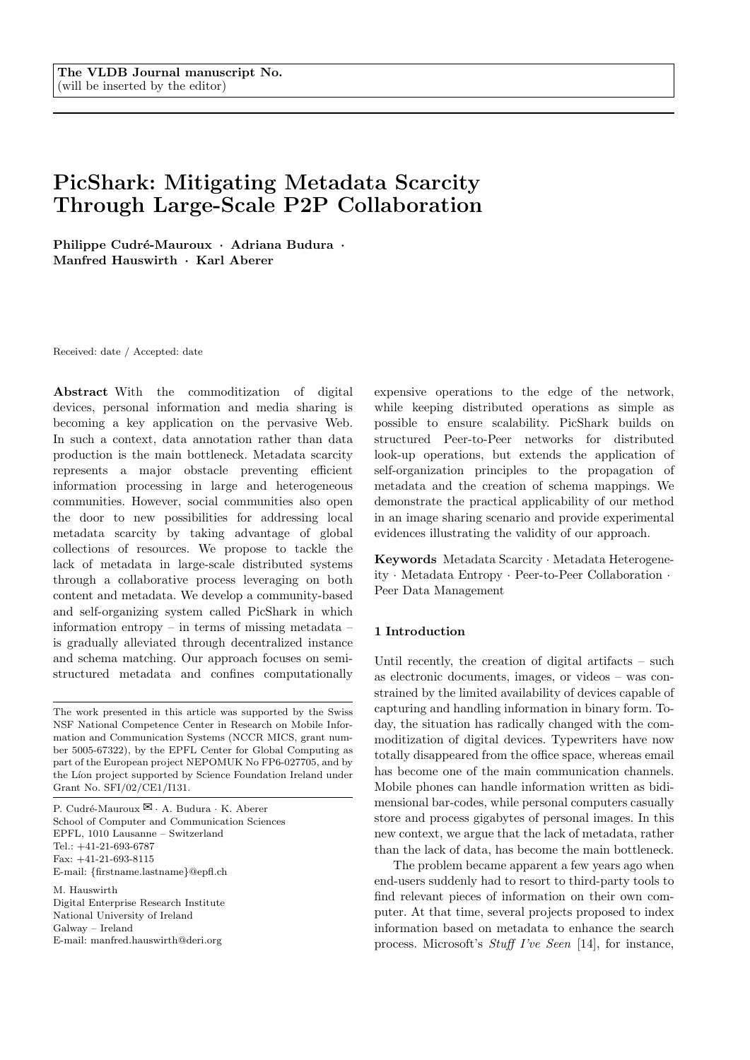The VLDB Journal manuscript No.
(will be inserted by the editor)

# PicShark: Mitigating Metadata Scarcity Through Large-Scale P2P Collaboration

**Philippe Cudré-Mauroux · Adriana Budura · Manfred Hauswirth · Karl Aberer**

Received: date / Accepted: date

**Abstract** With the commoditization of digital devices, personal information and media sharing is becoming a key application on the pervasive Web. In such a context, data annotation rather than data production is the main bottleneck. Metadata scarcity represents a major obstacle preventing efficient information processing in large and heterogeneous communities. However, social communities also open the door to new possibilities for addressing local metadata scarcity by taking advantage of global collections of resources. We propose to tackle the lack of metadata in large-scale distributed systems through a collaborative process leveraging on both content and metadata. We develop a community-based and self-organizing system called PicShark in which information entropy – in terms of missing metadata – is gradually alleviated through decentralized instance and schema matching. Our approach focuses on semi-structured metadata and confines computationally expensive operations to the edge of the network, while keeping distributed operations as simple as possible to ensure scalability. PicShark builds on structured Peer-to-Peer networks for distributed look-up operations, but extends the application of self-organization principles to the propagation of metadata and the creation of schema mappings. We demonstrate the practical applicability of our method in an image sharing scenario and provide experimental evidences illustrating the validity of our approach.

**Keywords** Metadata Scarcity · Metadata Heterogeneity · Metadata Entropy · Peer-to-Peer Collaboration · Peer Data Management

The work presented in this article was supported by the Swiss NSF National Competence Center in Research on Mobile Information and Communication Systems (NCCR MICS, grant number 5005-67322), by the EPFL Center for Global Computing as part of the European project NEPOMUK No FP6-027705, and by the Líon project supported by Science Foundation Ireland under Grant No. SFI/02/CE1/I131.

P. Cudré-Mauroux ✉ · A. Budura · K. Aberer
School of Computer and Communication Sciences
EPFL, 1010 Lausanne – Switzerland
Tel.: +41-21-693-6787
Fax: +41-21-693-8115
E-mail: {firstname.lastname}@epfl.ch

M. Hauswirth
Digital Enterprise Research Institute
National University of Ireland
Galway – Ireland
E-mail: manfred.hauswirth@deri.org

## 1 Introduction

Until recently, the creation of digital artifacts – such as electronic documents, images, or videos – was constrained by the limited availability of devices capable of capturing and handling information in binary form. Today, the situation has radically changed with the commoditization of digital devices. Typewriters have now totally disappeared from the office space, whereas email has become one of the main communication channels. Mobile phones can handle information written as bidimensional bar-codes, while personal computers casually store and process gigabytes of personal images. In this new context, we argue that the lack of metadata, rather than the lack of data, has become the main bottleneck.

The problem became apparent a few years ago when end-users suddenly had to resort to third-party tools to find relevant pieces of information on their own computer. At that time, several projects proposed to index information based on metadata to enhance the search process. Microsoft's *Stuff I've Seen* [14], for instance,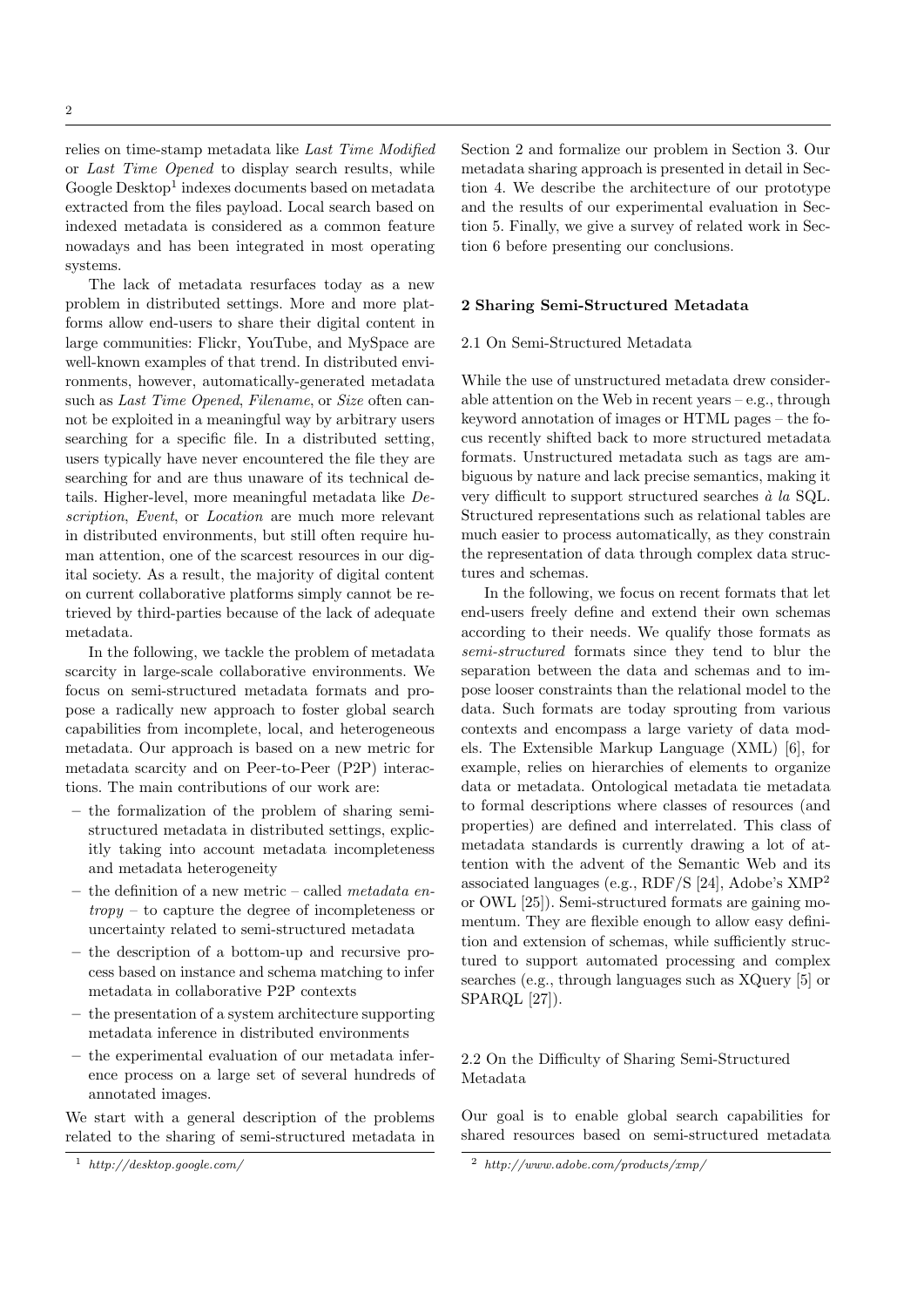relies on time-stamp metadata like *Last Time Modified* or *Last Time Opened* to display search results, while Google Desktop[1] indexes documents based on metadata extracted from the files payload. Local search based on indexed metadata is considered as a common feature nowadays and has been integrated in most operating systems.

The lack of metadata resurfaces today as a new problem in distributed settings. More and more platforms allow end-users to share their digital content in large communities: Flickr, YouTube, and MySpace are well-known examples of that trend. In distributed environments, however, automatically-generated metadata such as *Last Time Opened*, *Filename*, or *Size* often cannot be exploited in a meaningful way by arbitrary users searching for a specific file. In a distributed setting, users typically have never encountered the file they are searching for and are thus unaware of its technical details. Higher-level, more meaningful metadata like *Description*, *Event*, or *Location* are much more relevant in distributed environments, but still often require human attention, one of the scarcest resources in our digital society. As a result, the majority of digital content on current collaborative platforms simply cannot be retrieved by third-parties because of the lack of adequate metadata.

In the following, we tackle the problem of metadata scarcity in large-scale collaborative environments. We focus on semi-structured metadata formats and propose a radically new approach to foster global search capabilities from incomplete, local, and heterogeneous metadata. Our approach is based on a new metric for metadata scarcity and on Peer-to-Peer (P2P) interactions. The main contributions of our work are:

- the formalization of the problem of sharing semi-structured metadata in distributed settings, explicitly taking into account metadata incompleteness and metadata heterogeneity
- the definition of a new metric – called *metadata entropy* – to capture the degree of incompleteness or uncertainty related to semi-structured metadata
- the description of a bottom-up and recursive process based on instance and schema matching to infer metadata in collaborative P2P contexts
- the presentation of a system architecture supporting metadata inference in distributed environments
- the experimental evaluation of our metadata inference process on a large set of several hundreds of annotated images.

We start with a general description of the problems related to the sharing of semi-structured metadata in Section 2 and formalize our problem in Section 3. Our metadata sharing approach is presented in detail in Section 4. We describe the architecture of our prototype and the results of our experimental evaluation in Section 5. Finally, we give a survey of related work in Section 6 before presenting our conclusions.

## 2 Sharing Semi-Structured Metadata

### 2.1 On Semi-Structured Metadata

While the use of unstructured metadata drew considerable attention on the Web in recent years – e.g., through keyword annotation of images or HTML pages – the focus recently shifted back to more structured metadata formats. Unstructured metadata such as tags are ambiguous by nature and lack precise semantics, making it very difficult to support structured searches *à la* SQL. Structured representations such as relational tables are much easier to process automatically, as they constrain the representation of data through complex data structures and schemas.

In the following, we focus on recent formats that let end-users freely define and extend their own schemas according to their needs. We qualify those formats as *semi-structured* formats since they tend to blur the separation between the data and schemas and to impose looser constraints than the relational model to the data. Such formats are today sprouting from various contexts and encompass a large variety of data models. The Extensible Markup Language (XML) [6], for example, relies on hierarchies of elements to organize data or metadata. Ontological metadata tie metadata to formal descriptions where classes of resources (and properties) are defined and interrelated. This class of metadata standards is currently drawing a lot of attention with the advent of the Semantic Web and its associated languages (e.g., RDF/S [24], Adobe's XMP[2] or OWL [25]). Semi-structured formats are gaining momentum. They are flexible enough to allow easy definition and extension of schemas, while sufficiently structured to support automated processing and complex searches (e.g., through languages such as XQuery [5] or SPARQL [27]).

### 2.2 On the Difficulty of Sharing Semi-Structured Metadata

Our goal is to enable global search capabilities for shared resources based on semi-structured metadata

[1] *http://desktop.google.com/*

[2] *http://www.adobe.com/products/xmp/*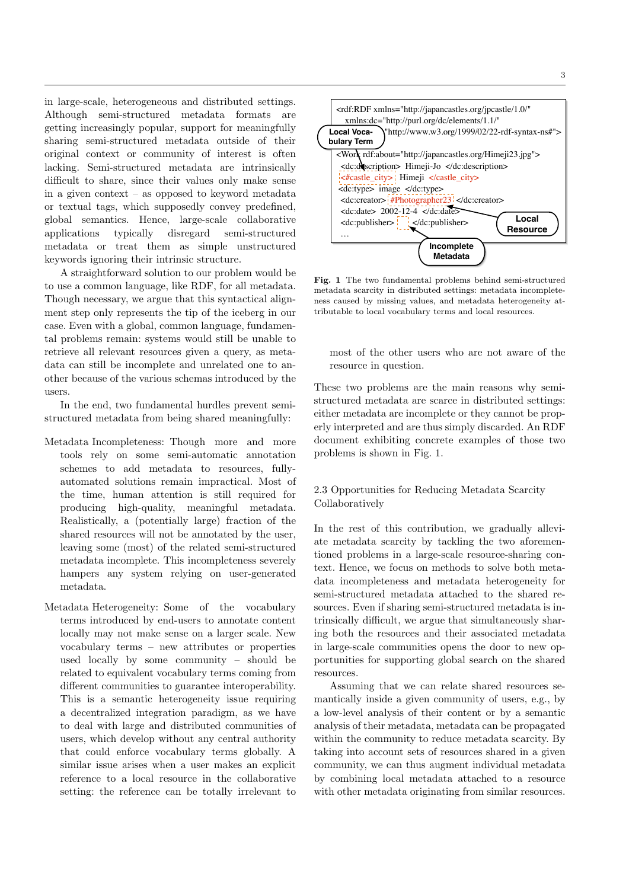in large-scale, heterogeneous and distributed settings. Although semi-structured metadata formats are getting increasingly popular, support for meaningfully sharing semi-structured metadata outside of their original context or community of interest is often lacking. Semi-structured metadata are intrinsically difficult to share, since their values only make sense in a given context – as opposed to keyword metadata or textual tags, which supposedly convey predefined, global semantics. Hence, large-scale collaborative applications typically disregard semi-structured metadata or treat them as simple unstructured keywords ignoring their intrinsic structure.

A straightforward solution to our problem would be to use a common language, like RDF, for all metadata. Though necessary, we argue that this syntactical alignment step only represents the tip of the iceberg in our case. Even with a global, common language, fundamental problems remain: systems would still be unable to retrieve all relevant resources given a query, as metadata can still be incomplete and unrelated one to another because of the various schemas introduced by the users.

In the end, two fundamental hurdles prevent semi-structured metadata from being shared meaningfully:

Metadata Incompleteness: Though more and more tools rely on some semi-automatic annotation schemes to add metadata to resources, fully-automated solutions remain impractical. Most of the time, human attention is still required for producing high-quality, meaningful metadata. Realistically, a (potentially large) fraction of the shared resources will not be annotated by the user, leaving some (most) of the related semi-structured metadata incomplete. This incompleteness severely hampers any system relying on user-generated metadata.

Metadata Heterogeneity: Some of the vocabulary terms introduced by end-users to annotate content locally may not make sense on a larger scale. New vocabulary terms – new attributes or properties used locally by some community – should be related to equivalent vocabulary terms coming from different communities to guarantee interoperability. This is a semantic heterogeneity issue requiring a decentralized integration paradigm, as we have to deal with large and distributed communities of users, which develop without any central authority that could enforce vocabulary terms globally. A similar issue arises when a user makes an explicit reference to a local resource in the collaborative setting: the reference can be totally irrelevant to most of the other users who are not aware of the resource in question.

```
<rdf:RDF xmlns="http://japancastles.org/jpcastle/1.0/"
    xmlns:dc="http://purl.org/dc/elements/1.1/"
    xmlns:rdf="http://www.w3.org/1999/02/22-rdf-syntax-ns#">
 <Work rdf:about="http://japancastles.org/Himeji23.jpg">
  <dc:description> Himeji-Jo </dc:description>
  <#castle_city> Himeji </castle_city>
  <dc:type> image </dc:type>
  <dc:creator> #Photographer23 </dc:creator>
  <dc:date> 2002-12-4 </dc:date>
  <dc:publisher>   </dc:publisher>
  ...
```

Local Vocabulary Term · Local Resource · Incomplete Metadata

**Fig. 1** The two fundamental problems behind semi-structured metadata scarcity in distributed settings: metadata incompleteness caused by missing values, and metadata heterogeneity attributable to local vocabulary terms and local resources.

These two problems are the main reasons why semi-structured metadata are scarce in distributed settings: either metadata are incomplete or they cannot be properly interpreted and are thus simply discarded. An RDF document exhibiting concrete examples of those two problems is shown in Fig. 1.

### 2.3 Opportunities for Reducing Metadata Scarcity Collaboratively

In the rest of this contribution, we gradually alleviate metadata scarcity by tackling the two aforementioned problems in a large-scale resource-sharing context. Hence, we focus on methods to solve both metadata incompleteness and metadata heterogeneity for semi-structured metadata attached to the shared resources. Even if sharing semi-structured metadata is intrinsically difficult, we argue that simultaneously sharing both the resources and their associated metadata in large-scale communities opens the door to new opportunities for supporting global search on the shared resources.

Assuming that we can relate shared resources semantically inside a given community of users, e.g., by a low-level analysis of their content or by a semantic analysis of their metadata, metadata can be propagated within the community to reduce metadata scarcity. By taking into account sets of resources shared in a given community, we can thus augment individual metadata by combining local metadata attached to a resource with other metadata originating from similar resources.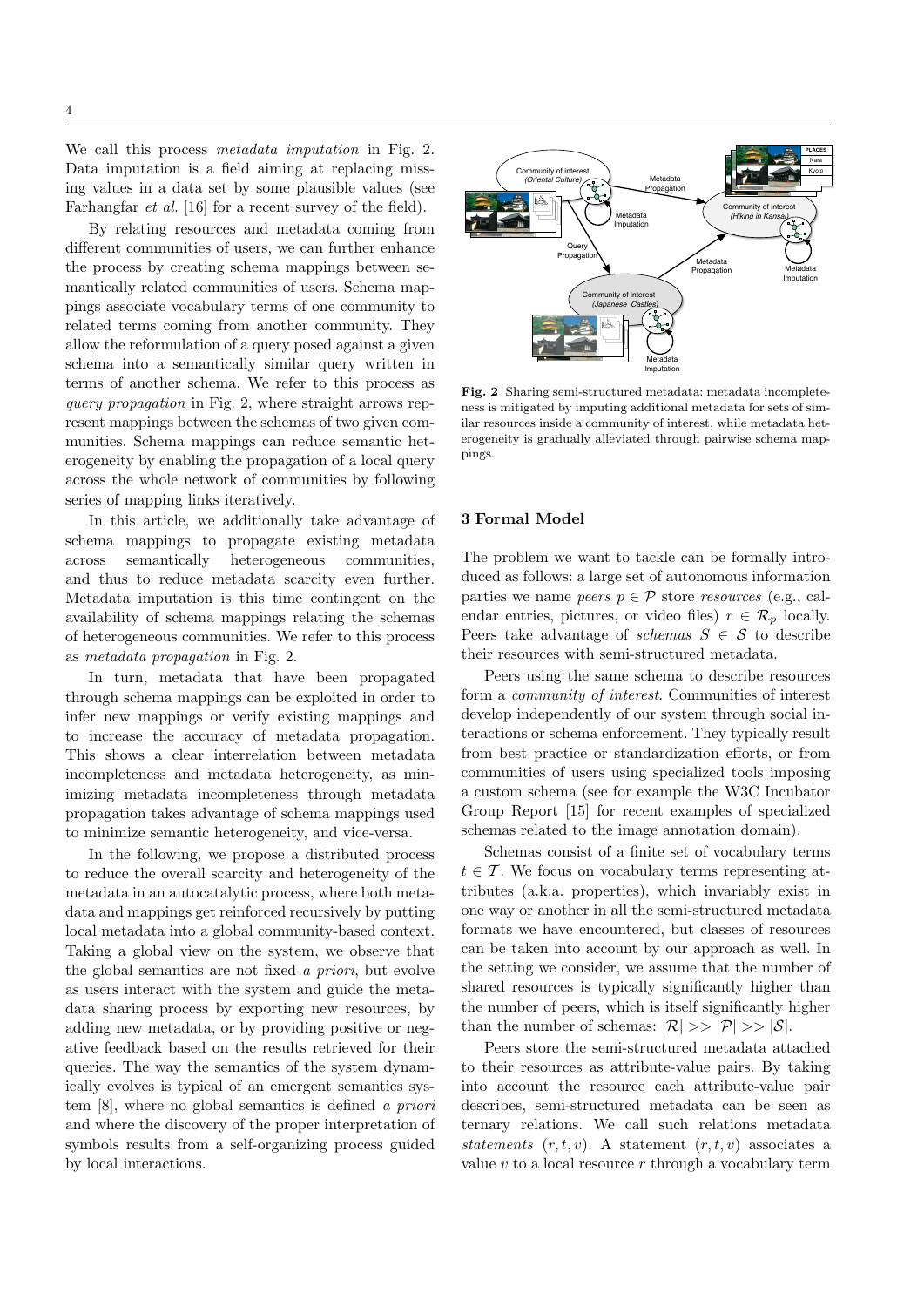We call this process *metadata imputation* in Fig. 2. Data imputation is a field aiming at replacing missing values in a data set by some plausible values (see Farhangfar *et al.* [16] for a recent survey of the field).

By relating resources and metadata coming from different communities of users, we can further enhance the process by creating schema mappings between semantically related communities of users. Schema mappings associate vocabulary terms of one community to related terms coming from another community. They allow the reformulation of a query posed against a given schema into a semantically similar query written in terms of another schema. We refer to this process as *query propagation* in Fig. 2, where straight arrows represent mappings between the schemas of two given communities. Schema mappings can reduce semantic heterogeneity by enabling the propagation of a local query across the whole network of communities by following series of mapping links iteratively.

In this article, we additionally take advantage of schema mappings to propagate existing metadata across semantically heterogeneous communities, and thus to reduce metadata scarcity even further. Metadata imputation is this time contingent on the availability of schema mappings relating the schemas of heterogeneous communities. We refer to this process as *metadata propagation* in Fig. 2.

In turn, metadata that have been propagated through schema mappings can be exploited in order to infer new mappings or verify existing mappings and to increase the accuracy of metadata propagation. This shows a clear interrelation between metadata incompleteness and metadata heterogeneity, as minimizing metadata incompleteness through metadata propagation takes advantage of schema mappings used to minimize semantic heterogeneity, and vice-versa.

In the following, we propose a distributed process to reduce the overall scarcity and heterogeneity of the metadata in an autocatalytic process, where both metadata and mappings get reinforced recursively by putting local metadata into a global community-based context. Taking a global view on the system, we observe that the global semantics are not fixed *a priori*, but evolve as users interact with the system and guide the metadata sharing process by exporting new resources, by adding new metadata, or by providing positive or negative feedback based on the results retrieved for their queries. The way the semantics of the system dynamically evolves is typical of an emergent semantics system [8], where no global semantics is defined *a priori* and where the discovery of the proper interpretation of symbols results from a self-organizing process guided by local interactions.

**Fig. 2** Sharing semi-structured metadata: metadata incompleteness is mitigated by imputing additional metadata for sets of similar resources inside a community of interest, while metadata heterogeneity is gradually alleviated through pairwise schema mappings.

## 3 Formal Model

The problem we want to tackle can be formally introduced as follows: a large set of autonomous information parties we name *peers* $p \in \mathcal{P}$ store *resources* (e.g., calendar entries, pictures, or video files) $r \in \mathcal{R}_p$ locally. Peers take advantage of *schemas* $S \in \mathcal{S}$ to describe their resources with semi-structured metadata.

Peers using the same schema to describe resources form a *community of interest*. Communities of interest develop independently of our system through social interactions or schema enforcement. They typically result from best practice or standardization efforts, or from communities of users using specialized tools imposing a custom schema (see for example the W3C Incubator Group Report [15] for recent examples of specialized schemas related to the image annotation domain).

Schemas consist of a finite set of vocabulary terms $t \in \mathcal{T}$. We focus on vocabulary terms representing attributes (a.k.a. properties), which invariably exist in one way or another in all the semi-structured metadata formats we have encountered, but classes of resources can be taken into account by our approach as well. In the setting we consider, we assume that the number of shared resources is typically significantly higher than the number of peers, which is itself significantly higher than the number of schemas: $|\mathcal{R}| >> |\mathcal{P}| >> |\mathcal{S}|$.

Peers store the semi-structured metadata attached to their resources as attribute-value pairs. By taking into account the resource each attribute-value pair describes, semi-structured metadata can be seen as ternary relations. We call such relations metadata *statements* $(r, t, v)$. A statement $(r, t, v)$ associates a value $v$ to a local resource $r$ through a vocabulary term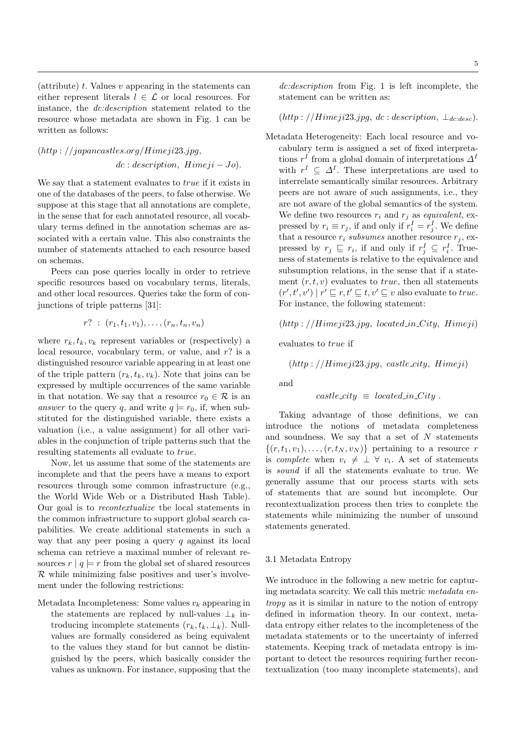(attribute) $t$. Values $v$ appearing in the statements can either represent literals $l \in \mathcal{L}$ or local resources. For instance, the *dc:description* statement related to the resource whose metadata are shown in Fig. 1 can be written as follows:

$$(http://japancastles.org/Himeji23.jpg,\; dc:description,\; Himeji - Jo).$$

We say that a statement evaluates to *true* if it exists in one of the databases of the peers, to false otherwise. We suppose at this stage that all annotations are complete, in the sense that for each annotated resource, all vocabulary terms defined in the annotation schemas are associated with a certain value. This also constraints the number of statements attached to each resource based on schemas.

Peers can pose queries locally in order to retrieve specific resources based on vocabulary terms, literals, and other local resources. Queries take the form of conjunctions of triple patterns [31]:

$$r? \;:\; (r_1, t_1, v_1), \ldots, (r_n, t_n, v_n)$$

where $r_k, t_k, v_k$ represent variables or (respectively) a local resource, vocabulary term, or value, and $r?$ is a distinguished resource variable appearing in at least one of the triple pattern $(r_k, t_k, v_k)$. Note that joins can be expressed by multiple occurrences of the same variable in that notation. We say that a resource $r_0 \in \mathcal{R}$ is an *answer* to the query $q$, and write $q \models r_0$, if, when substituted for the distinguished variable, there exists a valuation (i.e., a value assignment) for all other variables in the conjunction of triple patterns such that the resulting statements all evaluate to *true*.

Now, let us assume that some of the statements are incomplete and that the peers have a means to export resources through some common infrastructure (e.g., the World Wide Web or a Distributed Hash Table). Our goal is to *recontextualize* the local statements in the common infrastructure to support global search capabilities. We create additional statements in such a way that any peer posing a query $q$ against its local schema can retrieve a maximal number of relevant resources $r \mid q \models r$ from the global set of shared resources $\mathcal{R}$ while minimizing false positives and user's involvement under the following restrictions:

Metadata Incompleteness: Some values $v_k$ appearing in the statements are replaced by null-values $\perp_k$ introducing incomplete statements $(r_k, t_k, \perp_k)$. Null-values are formally considered as being equivalent to the values they stand for but cannot be distinguished by the peers, which basically consider the values as unknown. For instance, supposing that the *dc:description* from Fig. 1 is left incomplete, the statement can be written as:

$$(http://Himeji23.jpg,\; dc:description,\; \perp_{dc:desc}).$$

Metadata Heterogeneity: Each local resource and vocabulary term is assigned a set of fixed interpretations $r^I$ from a global domain of interpretations $\Delta^I$ with $r^I \subseteq \Delta^I$. These interpretations are used to interrelate semantically similar resources. Arbitrary peers are not aware of such assignments, i.e., they are not aware of the global semantics of the system. We define two resources $r_i$ and $r_j$ as *equivalent*, expressed by $r_i \equiv r_j$, if and only if $r_i^I = r_j^I$. We define that a resource $r_i$ *subsumes* another resource $r_j$, expressed by $r_j \sqsubseteq r_i$, if and only if $r_j^I \subseteq r_i^I$. Trueness of statements is relative to the equivalence and subsumption relations, in the sense that if a statement $(r, t, v)$ evaluates to *true*, then all statements $(r', t', v') \mid r' \sqsubseteq r, t' \sqsubseteq t, v' \sqsubseteq v$ also evaluate to *true*. For instance, the following statement:

$$(http://Himeji23.jpg,\; located\_in\_City,\; Himeji)$$

evaluates to *true* if

$$(http://Himeji23.jpg,\; castle\_city,\; Himeji)$$

and

$$castle\_city \;\equiv\; located\_in\_City\;.$$

Taking advantage of those definitions, we can introduce the notions of metadata completeness and soundness. We say that a set of $N$ statements $\{(r, t_1, v_1), \ldots, (r, t_N, v_N)\}$ pertaining to a resource $r$ is *complete* when $v_i \neq \perp \;\forall\; v_i$. A set of statements is *sound* if all the statements evaluate to true. We generally assume that our process starts with sets of statements that are sound but incomplete. Our recontextualization process then tries to complete the statements while minimizing the number of unsound statements generated.

### 3.1 Metadata Entropy

We introduce in the following a new metric for capturing metadata scarcity. We call this metric *metadata entropy* as it is similar in nature to the notion of entropy defined in information theory. In our context, metadata entropy either relates to the incompleteness of the metadata statements or to the uncertainty of inferred statements. Keeping track of metadata entropy is important to detect the resources requiring further recontextualization (too many incomplete statements), and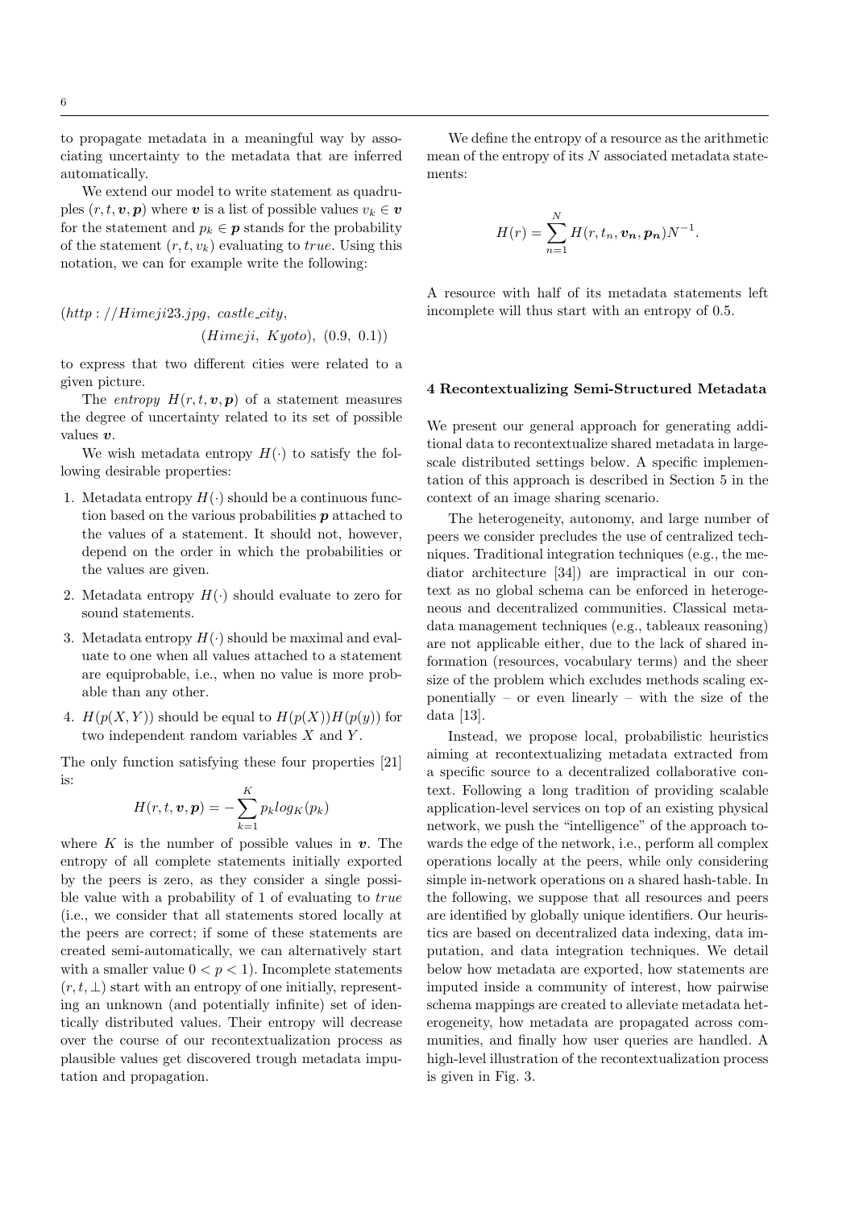to propagate metadata in a meaningful way by associating uncertainty to the metadata that are inferred automatically.

We extend our model to write statement as quadruples $(r, t, \boldsymbol{v}, \boldsymbol{p})$ where $\boldsymbol{v}$ is a list of possible values $v_k \in \boldsymbol{v}$ for the statement and $p_k \in \boldsymbol{p}$ stands for the probability of the statement $(r, t, v_k)$ evaluating to *true*. Using this notation, we can for example write the following:

$$(http://Himeji23.jpg,\ castle\_city,\ (Himeji,\ Kyoto),\ (0.9,\ 0.1))$$

to express that two different cities were related to a given picture.

The *entropy* $H(r, t, \boldsymbol{v}, \boldsymbol{p})$ of a statement measures the degree of uncertainty related to its set of possible values $\boldsymbol{v}$.

We wish metadata entropy $H(\cdot)$ to satisfy the following desirable properties:

1. Metadata entropy $H(\cdot)$ should be a continuous function based on the various probabilities $\boldsymbol{p}$ attached to the values of a statement. It should not, however, depend on the order in which the probabilities or the values are given.
2. Metadata entropy $H(\cdot)$ should evaluate to zero for sound statements.
3. Metadata entropy $H(\cdot)$ should be maximal and evaluate to one when all values attached to a statement are equiprobable, i.e., when no value is more probable than any other.
4. $H(p(X, Y))$ should be equal to $H(p(X))H(p(y))$ for two independent random variables $X$ and $Y$.

The only function satisfying these four properties [21] is:

$$H(r, t, \boldsymbol{v}, \boldsymbol{p}) = -\sum_{k=1}^{K} p_k log_K(p_k)$$

where $K$ is the number of possible values in $\boldsymbol{v}$. The entropy of all complete statements initially exported by the peers is zero, as they consider a single possible value with a probability of 1 of evaluating to *true* (i.e., we consider that all statements stored locally at the peers are correct; if some of these statements are created semi-automatically, we can alternatively start with a smaller value $0 < p < 1$). Incomplete statements $(r, t, \perp)$ start with an entropy of one initially, representing an unknown (and potentially infinite) set of identically distributed values. Their entropy will decrease over the course of our recontextualization process as plausible values get discovered trough metadata imputation and propagation.

We define the entropy of a resource as the arithmetic mean of the entropy of its $N$ associated metadata statements:

$$H(r) = \sum_{n=1}^{N} H(r, t_n, \boldsymbol{v_n}, \boldsymbol{p_n}) N^{-1}.$$

A resource with half of its metadata statements left incomplete will thus start with an entropy of 0.5.

## 4 Recontextualizing Semi-Structured Metadata

We present our general approach for generating additional data to recontextualize shared metadata in large-scale distributed settings below. A specific implementation of this approach is described in Section 5 in the context of an image sharing scenario.

The heterogeneity, autonomy, and large number of peers we consider precludes the use of centralized techniques. Traditional integration techniques (e.g., the mediator architecture [34]) are impractical in our context as no global schema can be enforced in heterogeneous and decentralized communities. Classical metadata management techniques (e.g., tableaux reasoning) are not applicable either, due to the lack of shared information (resources, vocabulary terms) and the sheer size of the problem which excludes methods scaling exponentially – or even linearly – with the size of the data [13].

Instead, we propose local, probabilistic heuristics aiming at recontextualizing metadata extracted from a specific source to a decentralized collaborative context. Following a long tradition of providing scalable application-level services on top of an existing physical network, we push the "intelligence" of the approach towards the edge of the network, i.e., perform all complex operations locally at the peers, while only considering simple in-network operations on a shared hash-table. In the following, we suppose that all resources and peers are identified by globally unique identifiers. Our heuristics are based on decentralized data indexing, data imputation, and data integration techniques. We detail below how metadata are exported, how statements are imputed inside a community of interest, how pairwise schema mappings are created to alleviate metadata heterogeneity, how metadata are propagated across communities, and finally how user queries are handled. A high-level illustration of the recontextualization process is given in Fig. 3.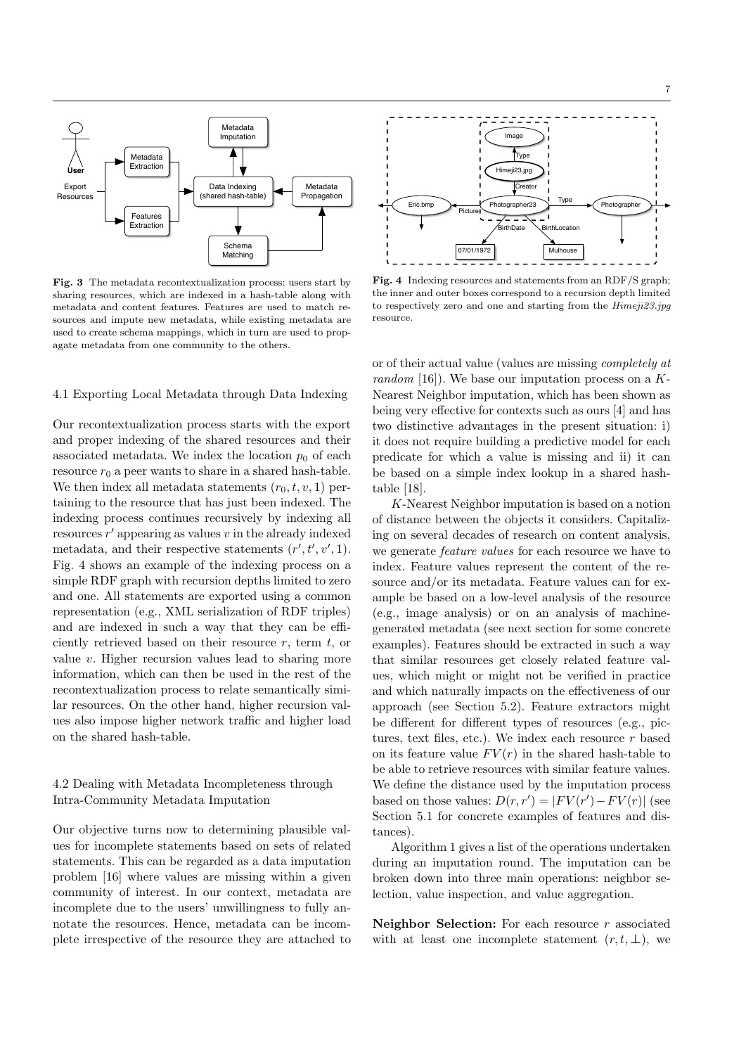Metadata Imputation

Metadata Extraction

User

Export Resources

Data Indexing (shared hash-table)

Metadata Propagation

Features Extraction

Schema Matching

**Fig. 3** The metadata recontextualization process: users start by sharing resources, which are indexed in a hash-table along with metadata and content features. Features are used to match resources and impute new metadata, while existing metadata are used to create schema mappings, which in turn are used to propagate metadata from one community to the others.

Image

Type

Himeji23.jpg

Creator

Eric.bmp

Picture

Photographer23

Type

Photographer

BirthDate

BirthLocation

07/01/1972

Mulhouse

**Fig. 4** Indexing resources and statements from an RDF/S graph; the inner and outer boxes correspond to a recursion depth limited to respectively zero and one and starting from the *Himeji23.jpg* resource.

### 4.1 Exporting Local Metadata through Data Indexing

Our recontextualization process starts with the export and proper indexing of the shared resources and their associated metadata. We index the location $p_0$ of each resource $r_0$ a peer wants to share in a shared hash-table. We then index all metadata statements $(r_0, t, v, 1)$ pertaining to the resource that has just been indexed. The indexing process continues recursively by indexing all resources $r'$ appearing as values $v$ in the already indexed metadata, and their respective statements $(r', t', v', 1)$. Fig. 4 shows an example of the indexing process on a simple RDF graph with recursion depths limited to zero and one. All statements are exported using a common representation (e.g., XML serialization of RDF triples) and are indexed in such a way that they can be efficiently retrieved based on their resource $r$, term $t$, or value $v$. Higher recursion values lead to sharing more information, which can then be used in the rest of the recontextualization process to relate semantically similar resources. On the other hand, higher recursion values also impose higher network traffic and higher load on the shared hash-table.

### 4.2 Dealing with Metadata Incompleteness through Intra-Community Metadata Imputation

Our objective turns now to determining plausible values for incomplete statements based on sets of related statements. This can be regarded as a data imputation problem [16] where values are missing within a given community of interest. In our context, metadata are incomplete due to the users' unwillingness to fully annotate the resources. Hence, metadata can be incomplete irrespective of the resource they are attached to or of their actual value (values are missing *completely at random* [16]). We base our imputation process on a $K$-Nearest Neighbor imputation, which has been shown as being very effective for contexts such as ours [4] and has two distinctive advantages in the present situation: i) it does not require building a predictive model for each predicate for which a value is missing and ii) it can be based on a simple index lookup in a shared hash-table [18].

$K$-Nearest Neighbor imputation is based on a notion of distance between the objects it considers. Capitalizing on several decades of research on content analysis, we generate *feature values* for each resource we have to index. Feature values represent the content of the resource and/or its metadata. Feature values can for example be based on a low-level analysis of the resource (e.g., image analysis) or on an analysis of machine-generated metadata (see next section for some concrete examples). Features should be extracted in such a way that similar resources get closely related feature values, which might or might not be verified in practice and which naturally impacts on the effectiveness of our approach (see Section 5.2). Feature extractors might be different for different types of resources (e.g., pictures, text files, etc.). We index each resource $r$ based on its feature value $FV(r)$ in the shared hash-table to be able to retrieve resources with similar feature values. We define the distance used by the imputation process based on those values: $D(r, r') = |FV(r') - FV(r)|$ (see Section 5.1 for concrete examples of features and distances).

Algorithm 1 gives a list of the operations undertaken during an imputation round. The imputation can be broken down into three main operations: neighbor selection, value inspection, and value aggregation.

**Neighbor Selection:** For each resource $r$ associated with at least one incomplete statement $(r, t, \perp)$, we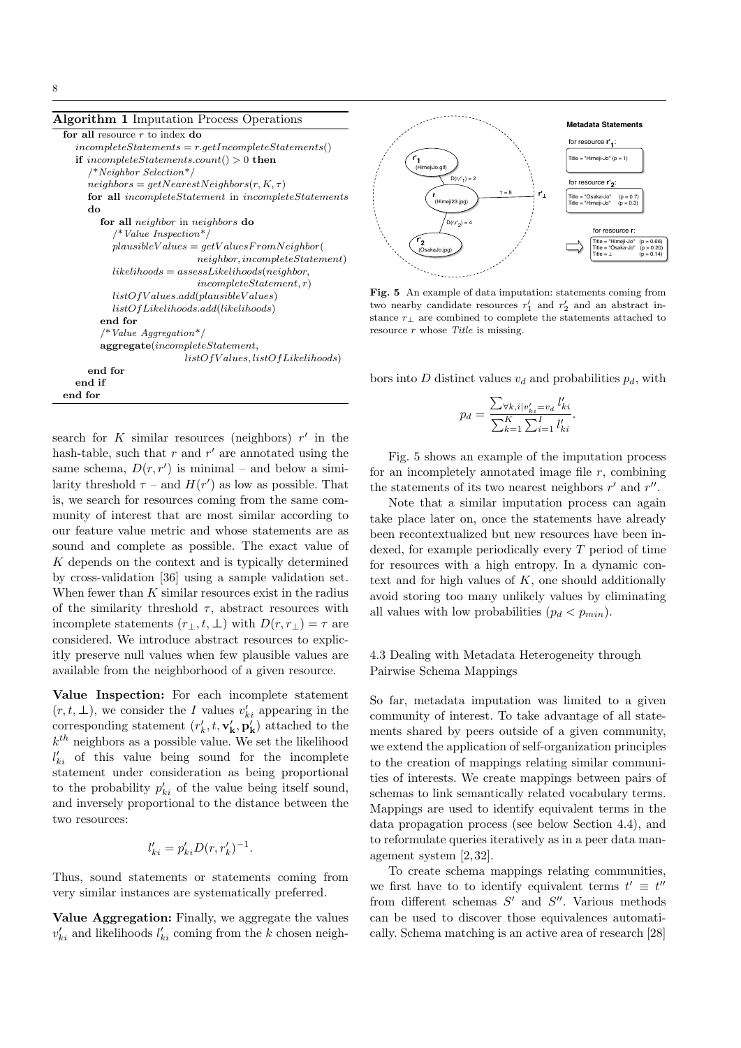**Algorithm 1** Imputation Process Operations

```
for all resource r to index do
  incompleteStatements = r.getIncompleteStatements()
  if incompleteStatements.count() > 0 then
    /*Neighbor Selection*/
    neighbors = getNearestNeighbors(r, K, τ)
    for all incompleteStatement in incompleteStatements do
      for all neighbor in neighbors do
        /*Value Inspection*/
        plausibleValues = getValuesFromNeighbor(
                          neighbor, incompleteStatement)
        likelihoods = assessLikelihoods(neighbor,
                          incompleteStatement, r)
        listOfValues.add(plausibleValues)
        listOfLikelihoods.add(likelihoods)
      end for
      /*Value Aggregation*/
      aggregate(incompleteStatement,
                listOfValues, listOfLikelihoods)
    end for
  end if
end for
```

search for $K$ similar resources (neighbors) $r'$ in the hash-table, such that $r$ and $r'$ are annotated using the same schema, $D(r, r')$ is minimal – and below a similarity threshold $\tau$ – and $H(r')$ as low as possible. That is, we search for resources coming from the same community of interest that are most similar according to our feature value metric and whose statements are as sound and complete as possible. The exact value of $K$ depends on the context and is typically determined by cross-validation [36] using a sample validation set. When fewer than $K$ similar resources exist in the radius of the similarity threshold $\tau$, abstract resources with incomplete statements $(r_\perp, t, \perp)$ with $D(r, r_\perp) = \tau$ are considered. We introduce abstract resources to explicitly preserve null values when few plausible values are available from the neighborhood of a given resource.

**Value Inspection:** For each incomplete statement $(r, t, \perp)$, we consider the $I$ values $v'_{ki}$ appearing in the corresponding statement $(r'_k, t, \mathbf{v'_k}, \mathbf{p'_k})$ attached to the $k^{th}$ neighbors as a possible value. We set the likelihood $l'_{ki}$ of this value being sound for the incomplete statement under consideration as being proportional to the probability $p'_{ki}$ of the value being itself sound, and inversely proportional to the distance between the two resources:

$$l'_{ki} = p'_{ki} D(r, r'_k)^{-1}.$$

Thus, sound statements or statements coming from very similar instances are systematically preferred.

**Value Aggregation:** Finally, we aggregate the values $v'_{ki}$ and likelihoods $l'_{ki}$ coming from the $k$ chosen neighbors into $D$ distinct values $v_d$ and probabilities $p_d$, with

$$p_d = \frac{\sum_{\forall k,i | v'_{ki} = v_d} l'_{ki}}{\sum_{k=1}^{K} \sum_{i=1}^{I} l'_{ki}}.$$

Fig. 5 shows an example of the imputation process for an incompletely annotated image file $r$, combining the statements of its two nearest neighbors $r'$ and $r''$.

Note that a similar imputation process can again take place later on, once the statements have already been recontextualized but new resources have been indexed, for example periodically every $T$ period of time for resources with a high entropy. In a dynamic context and for high values of $K$, one should additionally avoid storing too many unlikely values by eliminating all values with low probabilities ($p_d < p_{min}$).

**Fig. 5** An example of data imputation: statements coming from two nearby candidate resources $r'_1$ and $r'_2$ and an abstract instance $r_\perp$ are combined to complete the statements attached to resource $r$ whose *Title* is missing.

### 4.3 Dealing with Metadata Heterogeneity through Pairwise Schema Mappings

So far, metadata imputation was limited to a given community of interest. To take advantage of all statements shared by peers outside of a given community, we extend the application of self-organization principles to the creation of mappings relating similar communities of interests. We create mappings between pairs of schemas to link semantically related vocabulary terms. Mappings are used to identify equivalent terms in the data propagation process (see below Section 4.4), and to reformulate queries iteratively as in a peer data management system [2,32].

To create schema mappings relating communities, we first have to to identify equivalent terms $t' \equiv t''$ from different schemas $S'$ and $S''$. Various methods can be used to discover those equivalences automatically. Schema matching is an active area of research [28]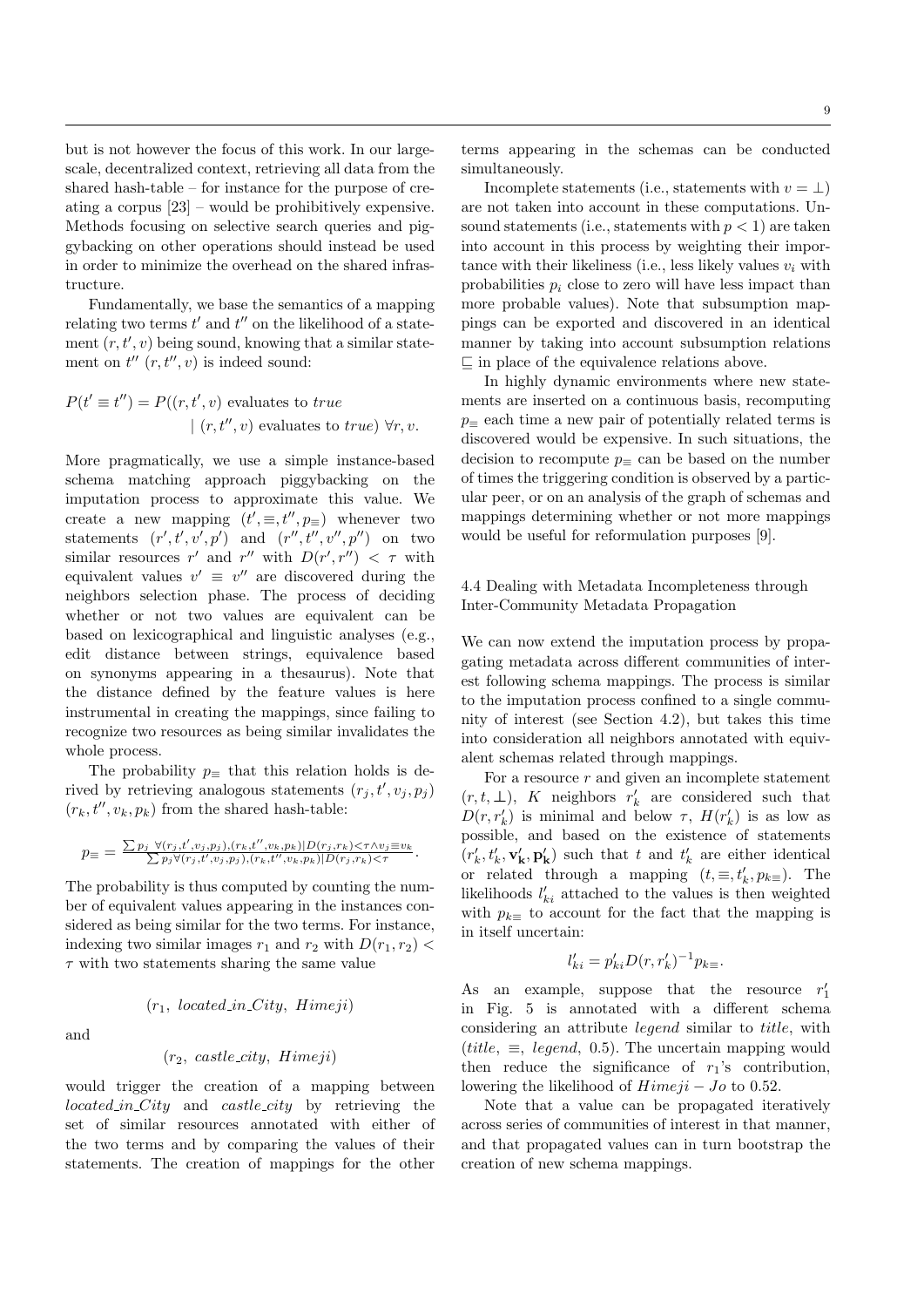but is not however the focus of this work. In our large-scale, decentralized context, retrieving all data from the shared hash-table – for instance for the purpose of creating a corpus [23] – would be prohibitively expensive. Methods focusing on selective search queries and piggybacking on other operations should instead be used in order to minimize the overhead on the shared infrastructure.

Fundamentally, we base the semantics of a mapping relating two terms $t'$ and $t''$ on the likelihood of a statement $(r, t', v)$ being sound, knowing that a similar statement on $t''$ $(r, t'', v)$ is indeed sound:

$$P(t' \equiv t'') = P((r, t', v) \text{ evaluates to } true \mid (r, t'', v) \text{ evaluates to } true) \; \forall r, v.$$

More pragmatically, we use a simple instance-based schema matching approach piggybacking on the imputation process to approximate this value. We create a new mapping $(t', \equiv, t'', p_{\equiv})$ whenever two statements $(r', t', v', p')$ and $(r'', t'', v'', p'')$ on two similar resources $r'$ and $r''$ with $D(r', r'') < \tau$ with equivalent values $v' \equiv v''$ are discovered during the neighbors selection phase. The process of deciding whether or not two values are equivalent can be based on lexicographical and linguistic analyses (e.g., edit distance between strings, equivalence based on synonyms appearing in a thesaurus). Note that the distance defined by the feature values is here instrumental in creating the mappings, since failing to recognize two resources as being similar invalidates the whole process.

The probability $p_{\equiv}$ that this relation holds is derived by retrieving analogous statements $(r_j, t', v_j, p_j)$ $(r_k, t'', v_k, p_k)$ from the shared hash-table:

$$p_{\equiv} = \frac{\sum p_j \;\; \forall (r_j, t', v_j, p_j), (r_k, t'', v_k, p_k) | D(r_j, r_k) < \tau \wedge v_j \equiv v_k}{\sum p_j \forall (r_j, t', v_j, p_j), (r_k, t'', v_k, p_k) | D(r_j, r_k) < \tau}.$$

The probability is thus computed by counting the number of equivalent values appearing in the instances considered as being similar for the two terms. For instance, indexing two similar images $r_1$ and $r_2$ with $D(r_1, r_2) < \tau$ with two statements sharing the same value

$$(r_1, \; located\_in\_City, \; Himeji)$$

and

$$(r_2, \; castle\_city, \; Himeji)$$

would trigger the creation of a mapping between *located_in_City* and *castle_city* by retrieving the set of similar resources annotated with either of the two terms and by comparing the values of their statements. The creation of mappings for the other terms appearing in the schemas can be conducted simultaneously.

Incomplete statements (i.e., statements with $v = \perp$) are not taken into account in these computations. Unsound statements (i.e., statements with $p < 1$) are taken into account in this process by weighting their importance with their likeliness (i.e., less likely values $v_i$ with probabilities $p_i$ close to zero will have less impact than more probable values). Note that subsumption mappings can be exported and discovered in an identical manner by taking into account subsumption relations $\sqsubseteq$ in place of the equivalence relations above.

In highly dynamic environments where new statements are inserted on a continuous basis, recomputing $p_{\equiv}$ each time a new pair of potentially related terms is discovered would be expensive. In such situations, the decision to recompute $p_{\equiv}$ can be based on the number of times the triggering condition is observed by a particular peer, or on an analysis of the graph of schemas and mappings determining whether or not more mappings would be useful for reformulation purposes [9].

### 4.4 Dealing with Metadata Incompleteness through Inter-Community Metadata Propagation

We can now extend the imputation process by propagating metadata across different communities of interest following schema mappings. The process is similar to the imputation process confined to a single community of interest (see Section 4.2), but takes this time into consideration all neighbors annotated with equivalent schemas related through mappings.

For a resource $r$ and given an incomplete statement $(r, t, \perp)$, $K$ neighbors $r'_k$ are considered such that $D(r, r'_k)$ is minimal and below $\tau$, $H(r'_k)$ is as low as possible, and based on the existence of statements $(r'_k, t'_k, \mathbf{v'_k}, \mathbf{p'_k})$ such that $t$ and $t'_k$ are either identical or related through a mapping $(t, \equiv, t'_k, p_{k\equiv})$. The likelihoods $l'_{ki}$ attached to the values is then weighted with $p_{k\equiv}$ to account for the fact that the mapping is in itself uncertain:

$$l'_{ki} = p'_{ki} D(r, r'_k)^{-1} p_{k\equiv}.$$

As an example, suppose that the resource $r'_1$ in Fig. 5 is annotated with a different schema considering an attribute *legend* similar to *title*, with (*title*, $\equiv$, *legend*, 0.5). The uncertain mapping would then reduce the significance of $r_1$'s contribution, lowering the likelihood of $Himeji - Jo$ to 0.52.

Note that a value can be propagated iteratively across series of communities of interest in that manner, and that propagated values can in turn bootstrap the creation of new schema mappings.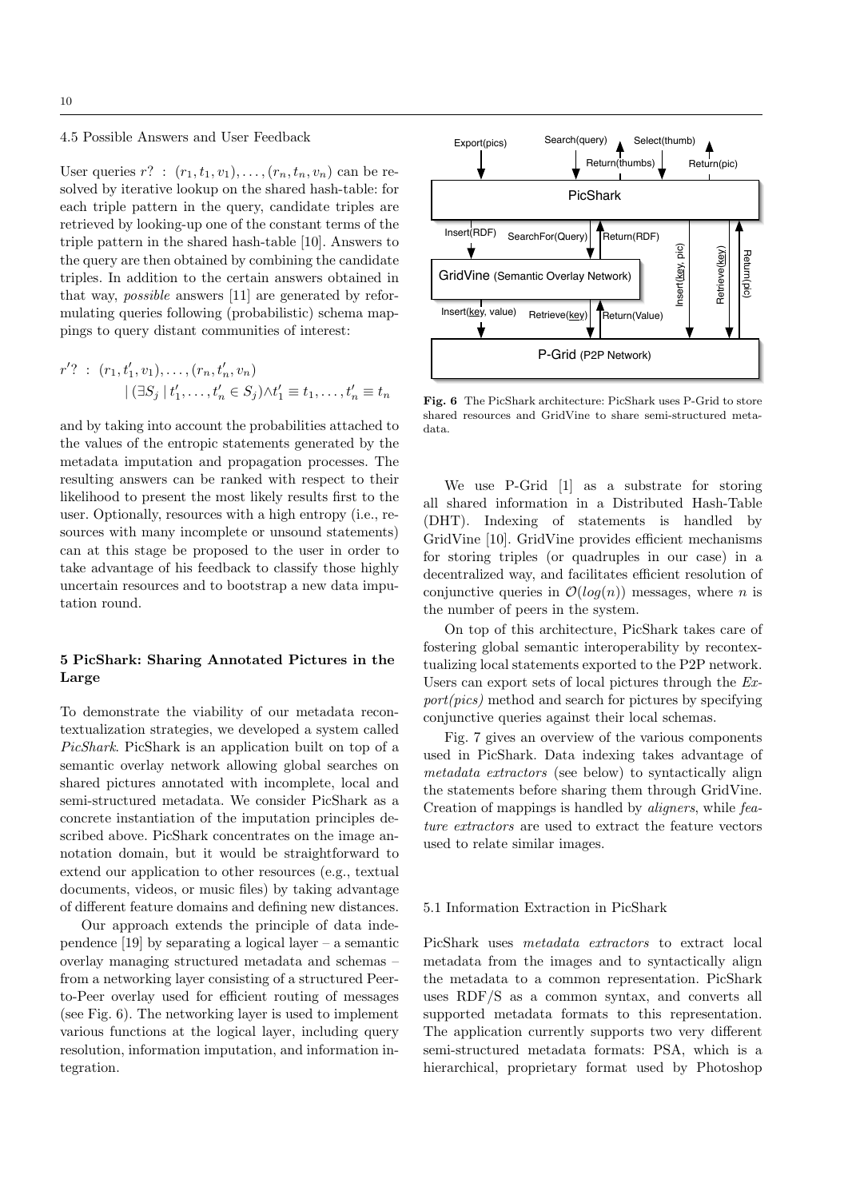### 4.5 Possible Answers and User Feedback

User queries $r? : (r_1, t_1, v_1), \ldots, (r_n, t_n, v_n)$ can be resolved by iterative lookup on the shared hash-table: for each triple pattern in the query, candidate triples are retrieved by looking-up one of the constant terms of the triple pattern in the shared hash-table [10]. Answers to the query are then obtained by combining the candidate triples. In addition to the certain answers obtained in that way, *possible* answers [11] are generated by reformulating queries following (probabilistic) schema mappings to query distant communities of interest:

$$r'? : (r_1, t'_1, v_1), \ldots, (r_n, t'_n, v_n) \\ \mid (\exists S_j \mid t'_1, \ldots, t'_n \in S_j) \wedge t'_1 \equiv t_1, \ldots, t'_n \equiv t_n$$

and by taking into account the probabilities attached to the values of the entropic statements generated by the metadata imputation and propagation processes. The resulting answers can be ranked with respect to their likelihood to present the most likely results first to the user. Optionally, resources with a high entropy (i.e., resources with many incomplete or unsound statements) can at this stage be proposed to the user in order to take advantage of his feedback to classify those highly uncertain resources and to bootstrap a new data imputation round.

## 5 PicShark: Sharing Annotated Pictures in the Large

To demonstrate the viability of our metadata recontextualization strategies, we developed a system called *PicShark*. PicShark is an application built on top of a semantic overlay network allowing global searches on shared pictures annotated with incomplete, local and semi-structured metadata. We consider PicShark as a concrete instantiation of the imputation principles described above. PicShark concentrates on the image annotation domain, but it would be straightforward to extend our application to other resources (e.g., textual documents, videos, or music files) by taking advantage of different feature domains and defining new distances.

Our approach extends the principle of data independence [19] by separating a logical layer – a semantic overlay managing structured metadata and schemas – from a networking layer consisting of a structured Peer-to-Peer overlay used for efficient routing of messages (see Fig. 6). The networking layer is used to implement various functions at the logical layer, including query resolution, information imputation, and information integration.

**Fig. 6** The PicShark architecture: PicShark uses P-Grid to store shared resources and GridVine to share semi-structured metadata.

We use P-Grid [1] as a substrate for storing all shared information in a Distributed Hash-Table (DHT). Indexing of statements is handled by GridVine [10]. GridVine provides efficient mechanisms for storing triples (or quadruples in our case) in a decentralized way, and facilitates efficient resolution of conjunctive queries in $\mathcal{O}(log(n))$ messages, where $n$ is the number of peers in the system.

On top of this architecture, PicShark takes care of fostering global semantic interoperability by recontextualizing local statements exported to the P2P network. Users can export sets of local pictures through the *Export(pics)* method and search for pictures by specifying conjunctive queries against their local schemas.

Fig. 7 gives an overview of the various components used in PicShark. Data indexing takes advantage of *metadata extractors* (see below) to syntactically align the statements before sharing them through GridVine. Creation of mappings is handled by *aligners*, while *feature extractors* are used to extract the feature vectors used to relate similar images.

### 5.1 Information Extraction in PicShark

PicShark uses *metadata extractors* to extract local metadata from the images and to syntactically align the metadata to a common representation. PicShark uses RDF/S as a common syntax, and converts all supported metadata formats to this representation. The application currently supports two very different semi-structured metadata formats: PSA, which is a hierarchical, proprietary format used by Photoshop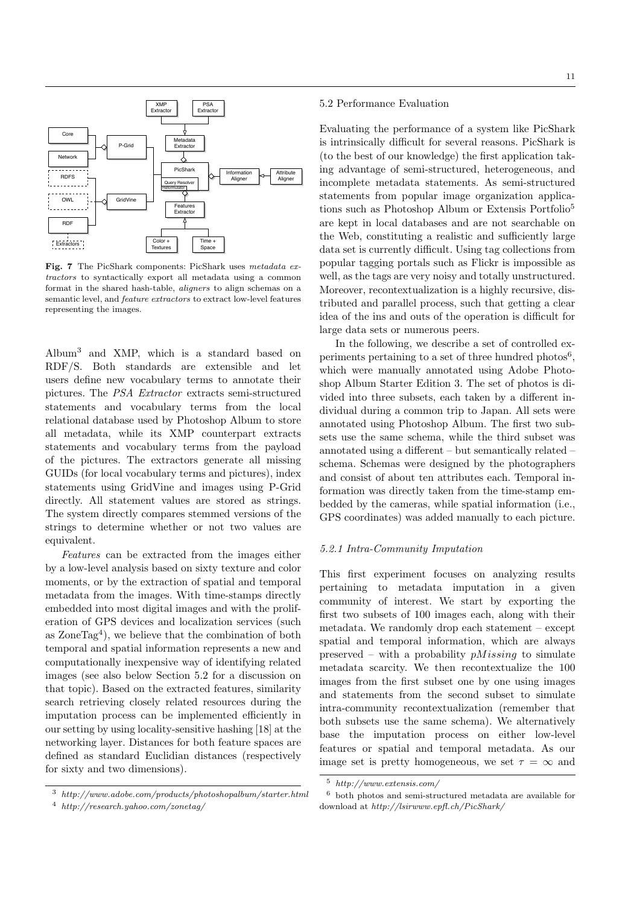XMP Extractor
PSA Extractor
Core
P-Grid
Metadata Extractor
Network
PicShark
Information Aligner
Attribute Aligner
RDFS
Query Resolver
Reformulator
OWL
GridVine
Features Extractor
RDF
Extractors
Color + Textures
Time + Space

**Fig. 7** The PicShark components: PicShark uses *metadata extractors* to syntactically export all metadata using a common format in the shared hash-table, *aligners* to align schemas on a semantic level, and *feature extractors* to extract low-level features representing the images.

Album[3] and XMP, which is a standard based on RDF/S. Both standards are extensible and let users define new vocabulary terms to annotate their pictures. The *PSA Extractor* extracts semi-structured statements and vocabulary terms from the local relational database used by Photoshop Album to store all metadata, while its XMP counterpart extracts statements and vocabulary terms from the payload of the pictures. The extractors generate all missing GUIDs (for local vocabulary terms and pictures), index statements using GridVine and images using P-Grid directly. All statement values are stored as strings. The system directly compares stemmed versions of the strings to determine whether or not two values are equivalent.

*Features* can be extracted from the images either by a low-level analysis based on sixty texture and color moments, or by the extraction of spatial and temporal metadata from the images. With time-stamps directly embedded into most digital images and with the proliferation of GPS devices and localization services (such as ZoneTag[4]), we believe that the combination of both temporal and spatial information represents a new and computationally inexpensive way of identifying related images (see also below Section 5.2 for a discussion on that topic). Based on the extracted features, similarity search retrieving closely related resources during the imputation process can be implemented efficiently in our setting by using locality-sensitive hashing [18] at the networking layer. Distances for both feature spaces are defined as standard Euclidian distances (respectively for sixty and two dimensions).

[3] *http://www.adobe.com/products/photoshopalbum/starter.html*

[4] *http://research.yahoo.com/zonetag/*

### 5.2 Performance Evaluation

Evaluating the performance of a system like PicShark is intrinsically difficult for several reasons. PicShark is (to the best of our knowledge) the first application taking advantage of semi-structured, heterogeneous, and incomplete metadata statements. As semi-structured statements from popular image organization applications such as Photoshop Album or Extensis Portfolio[5] are kept in local databases and are not searchable on the Web, constituting a realistic and sufficiently large data set is currently difficult. Using tag collections from popular tagging portals such as Flickr is impossible as well, as the tags are very noisy and totally unstructured. Moreover, recontextualization is a highly recursive, distributed and parallel process, such that getting a clear idea of the ins and outs of the operation is difficult for large data sets or numerous peers.

In the following, we describe a set of controlled experiments pertaining to a set of three hundred photos[6], which were manually annotated using Adobe Photoshop Album Starter Edition 3. The set of photos is divided into three subsets, each taken by a different individual during a common trip to Japan. All sets were annotated using Photoshop Album. The first two subsets use the same schema, while the third subset was annotated using a different – but semantically related – schema. Schemas were designed by the photographers and consist of about ten attributes each. Temporal information was directly taken from the time-stamp embedded by the cameras, while spatial information (i.e., GPS coordinates) was added manually to each picture.

#### *5.2.1 Intra-Community Imputation*

This first experiment focuses on analyzing results pertaining to metadata imputation in a given community of interest. We start by exporting the first two subsets of 100 images each, along with their metadata. We randomly drop each statement – except spatial and temporal information, which are always preserved – with a probability $pMissing$ to simulate metadata scarcity. We then recontextualize the 100 images from the first subset one by one using images and statements from the second subset to simulate intra-community recontextualization (remember that both subsets use the same schema). We alternatively base the imputation process on either low-level features or spatial and temporal metadata. As our image set is pretty homogeneous, we set $\tau = \infty$ and

[5] *http://www.extensis.com/*

[6] both photos and semi-structured metadata are available for download at *http://lsirwww.epfl.ch/PicShark/*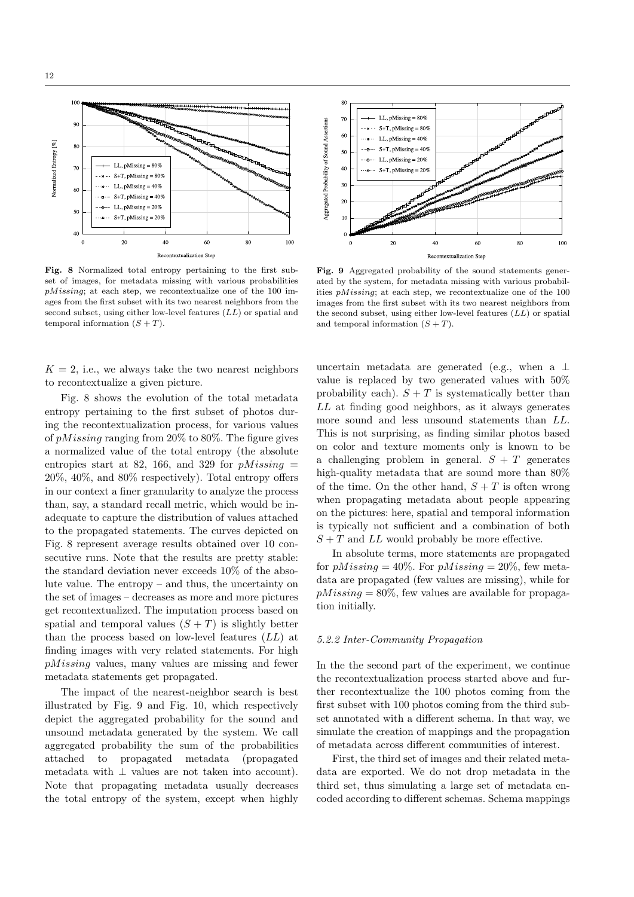**Fig. 8** Normalized total entropy pertaining to the first subset of images, for metadata missing with various probabilities *pMissing*; at each step, we recontextualize one of the 100 images from the first subset with its two nearest neighbors from the second subset, using either low-level features ($LL$) or spatial and temporal information ($S+T$).

**Fig. 9** Aggregated probability of the sound statements generated by the system, for metadata missing with various probabilities *pMissing*; at each step, we recontextualize one of the 100 images from the first subset with its two nearest neighbors from the second subset, using either low-level features ($LL$) or spatial and temporal information ($S+T$).

$K = 2$, i.e., we always take the two nearest neighbors to recontextualize a given picture.

Fig. 8 shows the evolution of the total metadata entropy pertaining to the first subset of photos during the recontextualization process, for various values of $pMissing$ ranging from 20% to 80%. The figure gives a normalized value of the total entropy (the absolute entropies start at 82, 166, and 329 for $pMissing =$ 20%, 40%, and 80% respectively). Total entropy offers in our context a finer granularity to analyze the process than, say, a standard recall metric, which would be inadequate to capture the distribution of values attached to the propagated statements. The curves depicted on Fig. 8 represent average results obtained over 10 consecutive runs. Note that the results are pretty stable: the standard deviation never exceeds 10% of the absolute value. The entropy – and thus, the uncertainty on the set of images – decreases as more and more pictures get recontextualized. The imputation process based on spatial and temporal values ($S + T$) is slightly better than the process based on low-level features ($LL$) at finding images with very related statements. For high $pMissing$ values, many values are missing and fewer metadata statements get propagated.

The impact of the nearest-neighbor search is best illustrated by Fig. 9 and Fig. 10, which respectively depict the aggregated probability for the sound and unsound metadata generated by the system. We call aggregated probability the sum of the probabilities attached to propagated metadata (propagated metadata with $\perp$ values are not taken into account). Note that propagating metadata usually decreases the total entropy of the system, except when highly uncertain metadata are generated (e.g., when a $\perp$ value is replaced by two generated values with 50% probability each). $S + T$ is systematically better than $LL$ at finding good neighbors, as it always generates more sound and less unsound statements than $LL$. This is not surprising, as finding similar photos based on color and texture moments only is known to be a challenging problem in general. $S + T$ generates high-quality metadata that are sound more than 80% of the time. On the other hand, $S + T$ is often wrong when propagating metadata about people appearing on the pictures: here, spatial and temporal information is typically not sufficient and a combination of both $S + T$ and $LL$ would probably be more effective.

In absolute terms, more statements are propagated for $pMissing = 40\%$. For $pMissing = 20\%$, few metadata are propagated (few values are missing), while for $pMissing = 80\%$, few values are available for propagation initially.

#### 5.2.2 Inter-Community Propagation

In the the second part of the experiment, we continue the recontextualization process started above and further recontextualize the 100 photos coming from the first subset with 100 photos coming from the third subset annotated with a different schema. In that way, we simulate the creation of mappings and the propagation of metadata across different communities of interest.

First, the third set of images and their related metadata are exported. We do not drop metadata in the third set, thus simulating a large set of metadata encoded according to different schemas. Schema mappings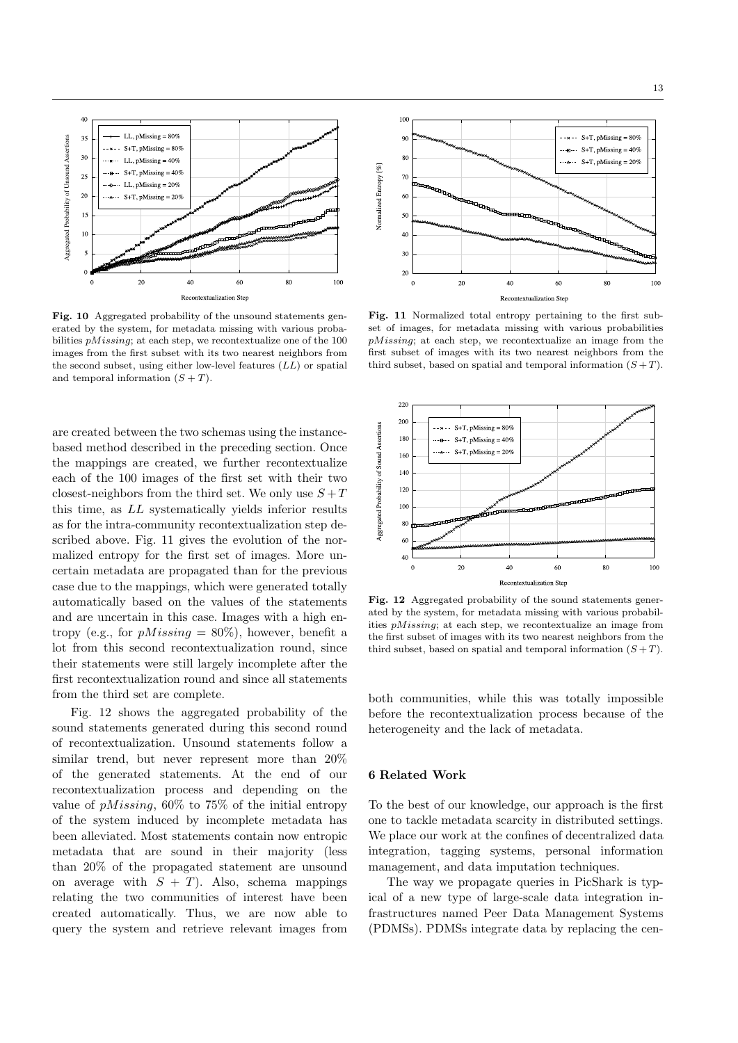Fig. 10 Aggregated probability of the unsound statements generated by the system, for metadata missing with various probabilities $pMissing$; at each step, we recontextualize one of the 100 images from the first subset with its two nearest neighbors from the second subset, using either low-level features ($LL$) or spatial and temporal information ($S+T$).

Fig. 11 Normalized total entropy pertaining to the first subset of images, for metadata missing with various probabilities $pMissing$; at each step, we recontextualize an image from the first subset of images with its two nearest neighbors from the third subset, based on spatial and temporal information ($S+T$).

are created between the two schemas using the instance-based method described in the preceding section. Once the mappings are created, we further recontextualize each of the 100 images of the first set with their two closest-neighbors from the third set. We only use $S+T$ this time, as $LL$ systematically yields inferior results as for the intra-community recontextualization step described above. Fig. 11 gives the evolution of the normalized entropy for the first set of images. More uncertain metadata are propagated than for the previous case due to the mappings, which were generated totally automatically based on the values of the statements and are uncertain in this case. Images with a high entropy (e.g., for $pMissing = 80\%$), however, benefit a lot from this second recontextualization round, since their statements were still largely incomplete after the first recontextualization round and since all statements from the third set are complete.

Fig. 12 shows the aggregated probability of the sound statements generated during this second round of recontextualization. Unsound statements follow a similar trend, but never represent more than 20% of the generated statements. At the end of our recontextualization process and depending on the value of $pMissing$, 60% to 75% of the initial entropy of the system induced by incomplete metadata has been alleviated. Most statements contain now entropic metadata that are sound in their majority (less than 20% of the propagated statement are unsound on average with $S+T$). Also, schema mappings relating the two communities of interest have been created automatically. Thus, we are now able to query the system and retrieve relevant images from both communities, while this was totally impossible before the recontextualization process because of the heterogeneity and the lack of metadata.

Fig. 12 Aggregated probability of the sound statements generated by the system, for metadata missing with various probabilities $pMissing$; at each step, we recontextualize an image from the first subset of images with its two nearest neighbors from the third subset, based on spatial and temporal information ($S+T$).

## 6 Related Work

To the best of our knowledge, our approach is the first one to tackle metadata scarcity in distributed settings. We place our work at the confines of decentralized data integration, tagging systems, personal information management, and data imputation techniques.

The way we propagate queries in PicShark is typical of a new type of large-scale data integration infrastructures named Peer Data Management Systems (PDMSs). PDMSs integrate data by replacing the cen-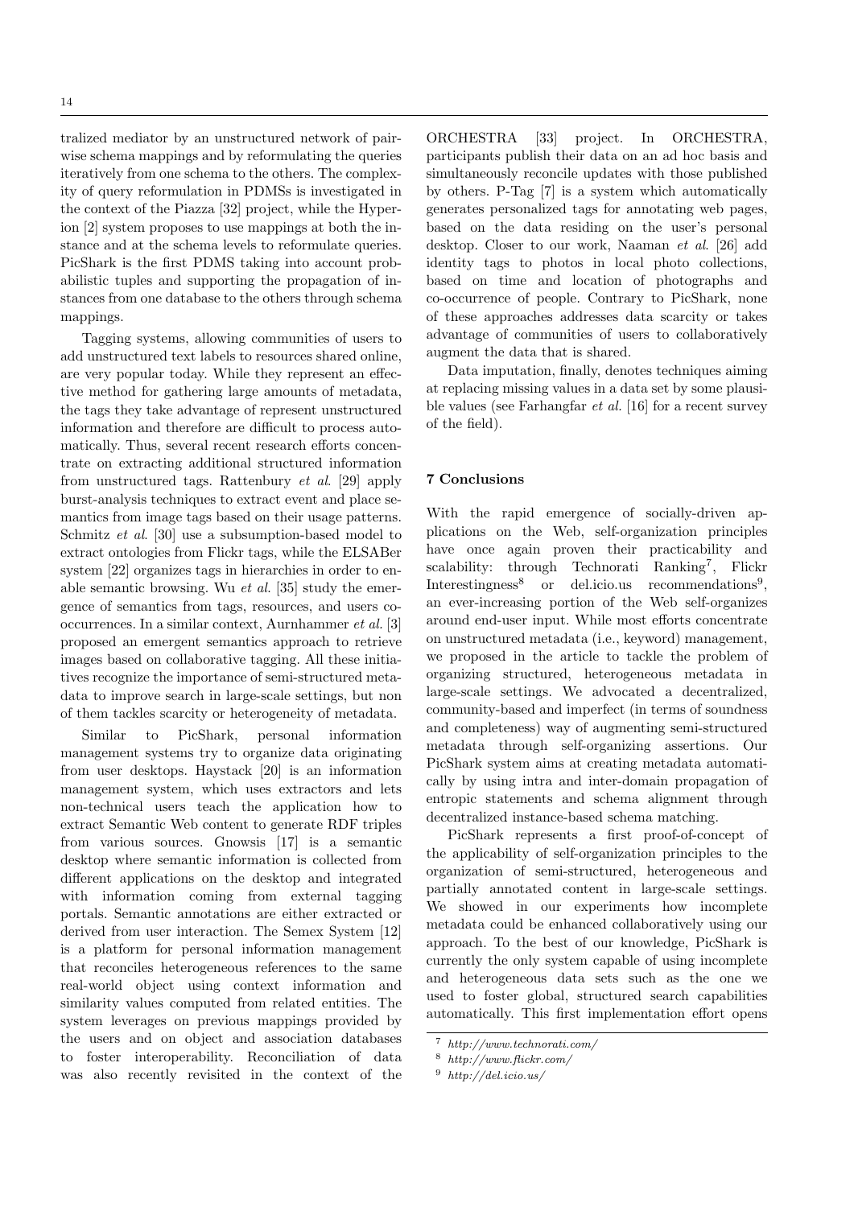tralized mediator by an unstructured network of pairwise schema mappings and by reformulating the queries iteratively from one schema to the others. The complexity of query reformulation in PDMSs is investigated in the context of the Piazza [32] project, while the Hyperion [2] system proposes to use mappings at both the instance and at the schema levels to reformulate queries. PicShark is the first PDMS taking into account probabilistic tuples and supporting the propagation of instances from one database to the others through schema mappings.

Tagging systems, allowing communities of users to add unstructured text labels to resources shared online, are very popular today. While they represent an effective method for gathering large amounts of metadata, the tags they take advantage of represent unstructured information and therefore are difficult to process automatically. Thus, several recent research efforts concentrate on extracting additional structured information from unstructured tags. Rattenbury *et al.* [29] apply burst-analysis techniques to extract event and place semantics from image tags based on their usage patterns. Schmitz *et al.* [30] use a subsumption-based model to extract ontologies from Flickr tags, while the ELSABer system [22] organizes tags in hierarchies in order to enable semantic browsing. Wu *et al.* [35] study the emergence of semantics from tags, resources, and users co-occurrences. In a similar context, Aurnhammer *et al.* [3] proposed an emergent semantics approach to retrieve images based on collaborative tagging. All these initiatives recognize the importance of semi-structured metadata to improve search in large-scale settings, but non of them tackles scarcity or heterogeneity of metadata.

Similar to PicShark, personal information management systems try to organize data originating from user desktops. Haystack [20] is an information management system, which uses extractors and lets non-technical users teach the application how to extract Semantic Web content to generate RDF triples from various sources. Gnowsis [17] is a semantic desktop where semantic information is collected from different applications on the desktop and integrated with information coming from external tagging portals. Semantic annotations are either extracted or derived from user interaction. The Semex System [12] is a platform for personal information management that reconciles heterogeneous references to the same real-world object using context information and similarity values computed from related entities. The system leverages on previous mappings provided by the users and on object and association databases to foster interoperability. Reconciliation of data was also recently revisited in the context of the ORCHESTRA [33] project. In ORCHESTRA, participants publish their data on an ad hoc basis and simultaneously reconcile updates with those published by others. P-Tag [7] is a system which automatically generates personalized tags for annotating web pages, based on the data residing on the user's personal desktop. Closer to our work, Naaman *et al.* [26] add identity tags to photos in local photo collections, based on time and location of photographs and co-occurrence of people. Contrary to PicShark, none of these approaches addresses data scarcity or takes advantage of communities of users to collaboratively augment the data that is shared.

Data imputation, finally, denotes techniques aiming at replacing missing values in a data set by some plausible values (see Farhangfar *et al.* [16] for a recent survey of the field).

## 7 Conclusions

With the rapid emergence of socially-driven applications on the Web, self-organization principles have once again proven their practicability and scalability: through Technorati Ranking[7], Flickr Interestingness[8] or del.icio.us recommendations[9], an ever-increasing portion of the Web self-organizes around end-user input. While most efforts concentrate on unstructured metadata (i.e., keyword) management, we proposed in the article to tackle the problem of organizing structured, heterogeneous metadata in large-scale settings. We advocated a decentralized, community-based and imperfect (in terms of soundness and completeness) way of augmenting semi-structured metadata through self-organizing assertions. Our PicShark system aims at creating metadata automatically by using intra and inter-domain propagation of entropic statements and schema alignment through decentralized instance-based schema matching.

PicShark represents a first proof-of-concept of the applicability of self-organization principles to the organization of semi-structured, heterogeneous and partially annotated content in large-scale settings. We showed in our experiments how incomplete metadata could be enhanced collaboratively using our approach. To the best of our knowledge, PicShark is currently the only system capable of using incomplete and heterogeneous data sets such as the one we used to foster global, structured search capabilities automatically. This first implementation effort opens

[7] *http://www.technorati.com/*

[8] *http://www.flickr.com/*

[9] *http://del.icio.us/*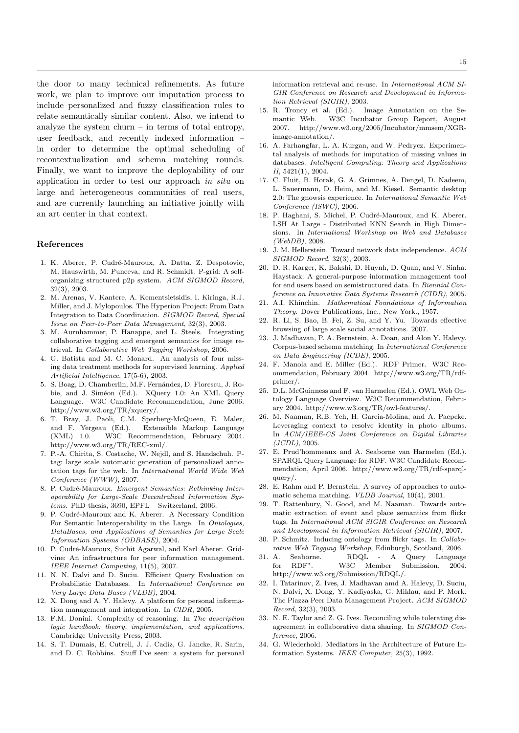the door to many technical refinements. As future work, we plan to improve our imputation process to include personalized and fuzzy classification rules to relate semantically similar content. Also, we intend to analyze the system churn – in terms of total entropy, user feedback, and recently indexed information – in order to determine the optimal scheduling of recontextualization and schema matching rounds. Finally, we want to improve the deployability of our application in order to test our approach *in situ* on large and heterogeneous communities of real users, and are currently launching an initiative jointly with an art center in that context.

## References

1. K. Aberer, P. Cudré-Mauroux, A. Datta, Z. Despotovic, M. Hauswirth, M. Punceva, and R. Schmidt. P-grid: A self-organizing structured p2p system. *ACM SIGMOD Record*, 32(3), 2003.
2. M. Arenas, V. Kantere, A. Kementsietsidis, I. Kiringa, R.J. Miller, and J. Mylopoulos. The Hyperion Project: From Data Integration to Data Coordination. *SIGMOD Record, Special Issue on Peer-to-Peer Data Management*, 32(3), 2003.
3. M. Aurnhammer, P. Hanappe, and L. Steels. Integrating collaborative tagging and emergent semantics for image retrieval. In *Collaborative Web Tagging Workshop*, 2006.
4. G. Batista and M. C. Monard. An analysis of four missing data treatment methods for supervised learning. *Applied Artificial Intelligence*, 17(5-6), 2003.
5. S. Boag, D. Chamberlin, M.F. Fernández, D. Florescu, J. Robie, and J. Siméon (Ed.). XQuery 1.0: An XML Query Language. W3C Candidate Recommendation, June 2006. http://www.w3.org/TR/xquery/.
6. T. Bray, J. Paoli, C.M. Sperberg-McQueen, E. Maler, and F. Yergeau (Ed.). Extensible Markup Language (XML) 1.0. W3C Recommendation, February 2004. http://www.w3.org/TR/REC-xml/.
7. P.-A. Chirita, S. Costache, W. Nejdl, and S. Handschuh. P-tag: large scale automatic generation of personalized annotation tags for the web. In *International World Wide Web Conference (WWW)*, 2007.
8. P. Cudré-Mauroux. *Emergent Semantics: Rethinking Interoperability for Large-Scale Decentralized Information Systems*. PhD thesis, 3690, EPFL – Switzerland, 2006.
9. P. Cudré-Mauroux and K. Aberer. A Necessary Condition For Semantic Interoperability in the Large. In *Ontologies, DataBases, and Applications of Semantics for Large Scale Information Systems (ODBASE)*, 2004.
10. P. Cudré-Mauroux, Suchit Agarwal, and Karl Aberer. Gridvine: An infrastructure for peer information management. *IEEE Internet Computing*, 11(5), 2007.
11. N. N. Dalvi and D. Suciu. Efficient Query Evaluation on Probabilistic Databases. In *International Conference on Very Large Data Bases (VLDB)*, 2004.
12. X. Dong and A. Y. Halevy. A platform for personal information management and integration. In *CIDR*, 2005.
13. F.M. Donini. Complexity of reasoning. In *The description logic handbook: theory, implementation, and applications*. Cambridge University Press, 2003.
14. S. T. Dumais, E. Cutrell, J. J. Cadiz, G. Jancke, R. Sarin, and D. C. Robbins. Stuff I've seen: a system for personal information retrieval and re-use. In *International ACM SIGIR Conference on Research and Development in Information Retrieval (SIGIR)*, 2003.
15. R. Troncy et al. (Ed.). Image Annotation on the Semantic Web. W3C Incubator Group Report, August 2007. http://www.w3.org/2005/Incubator/mmsem/XGR-image-annotation/.
16. A. Farhangfar, L. A. Kurgan, and W. Pedrycz. Experimental analysis of methods for imputation of missing values in databases. *Intelligent Computing: Theory and Applications II*, 5421(1), 2004.
17. C. Fluit, B. Horak, G. A. Grimnes, A. Dengel, D. Nadeem, L. Sauermann, D. Heim, and M. Kiesel. Semantic desktop 2.0: The gnowsis experience. In *International Semantic Web Conference (ISWC)*, 2006.
18. P. Haghani, S. Michel, P. Cudré-Mauroux, and K. Aberer. LSH At Large - Distributed KNN Search in High Dimensions. In *International Workshop on Web and Databases (WebDB)*, 2008.
19. J. M. Hellerstein. Toward network data independence. *ACM SIGMOD Record*, 32(3), 2003.
20. D. R. Karger, K. Bakshi, D. Huynh, D. Quan, and V. Sinha. Haystack: A general-purpose information management tool for end users based on semistructured data. In *Biennial Conference on Innovative Data Systems Research (CIDR)*, 2005.
21. A.I. Khinchin. *Mathematical Foundations of Information Theory*. Dover Publications, Inc., New York., 1957.
22. R. Li, S. Bao, B. Fei, Z. Su, and Y. Yu. Towards effective browsing of large scale social annotations. 2007.
23. J. Madhavan, P. A. Bernstein, A. Doan, and Alon Y. Halevy. Corpus-based schema matching. In *International Conference on Data Engineering (ICDE)*, 2005.
24. F. Manola and E. Miller (Ed.). RDF Primer. W3C Recommendation, February 2004. http://www.w3.org/TR/rdf-primer/.
25. D.L. McGuinness and F. van Harmelen (Ed.). OWL Web Ontology Language Overview. W3C Recommendation, February 2004. http://www.w3.org/TR/owl-features/.
26. M. Naaman, R.B. Yeh, H. Garcia-Molina, and A. Paepcke. Leveraging context to resolve identity in photo albums. In *ACM/IEEE-CS Joint Conference on Digital Libraries (JCDL)*, 2005.
27. E. Prud'hommeaux and A. Seaborne van Harmelen (Ed.). SPARQL Query Language for RDF. W3C Candidate Recommendation, April 2006. http://www.w3.org/TR/rdf-sparql-query/.
28. E. Rahm and P. Bernstein. A survey of approaches to automatic schema matching. *VLDB Journal*, 10(4), 2001.
29. T. Rattenbury, N. Good, and M. Naaman. Towards automatic extraction of event and place semantics from flickr tags. In *International ACM SIGIR Conference on Research and Development in Information Retrieval (SIGIR)*, 2007.
30. P. Schmitz. Inducing ontology from flickr tags. In *Collaborative Web Tagging Workshop*, Edinburgh, Scotland, 2006.
31. A. Seaborne. RDQL - A Query Language for RDF". W3C Member Submission, 2004. http://www.w3.org/Submission/RDQL/.
32. I. Tatarinov, Z. Ives, J. Madhavan amd A. Halevy, D. Suciu, N. Dalvi, X. Dong, Y. Kadiyaska, G. Miklau, and P. Mork. The Piazza Peer Data Management Project. *ACM SIGMOD Record*, 32(3), 2003.
33. N. E. Taylor and Z. G. Ives. Reconciling while tolerating disagreement in collaborative data sharing. In *SIGMOD Conference*, 2006.
34. G. Wiederhold. Mediators in the Architecture of Future Information Systems. *IEEE Computer*, 25(3), 1992.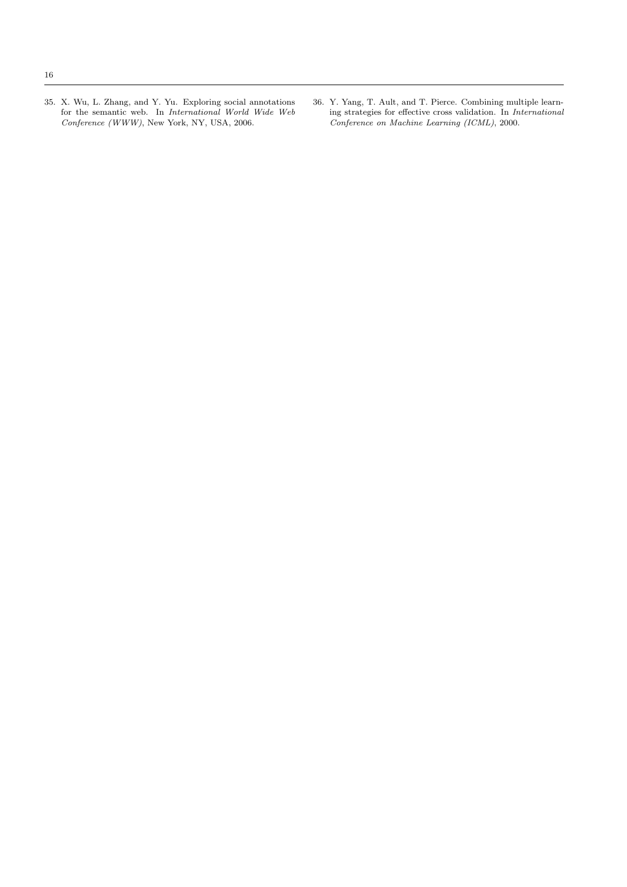35. X. Wu, L. Zhang, and Y. Yu. Exploring social annotations for the semantic web. In *International World Wide Web Conference (WWW)*, New York, NY, USA, 2006.

36. Y. Yang, T. Ault, and T. Pierce. Combining multiple learning strategies for effective cross validation. In *International Conference on Machine Learning (ICML)*, 2000.